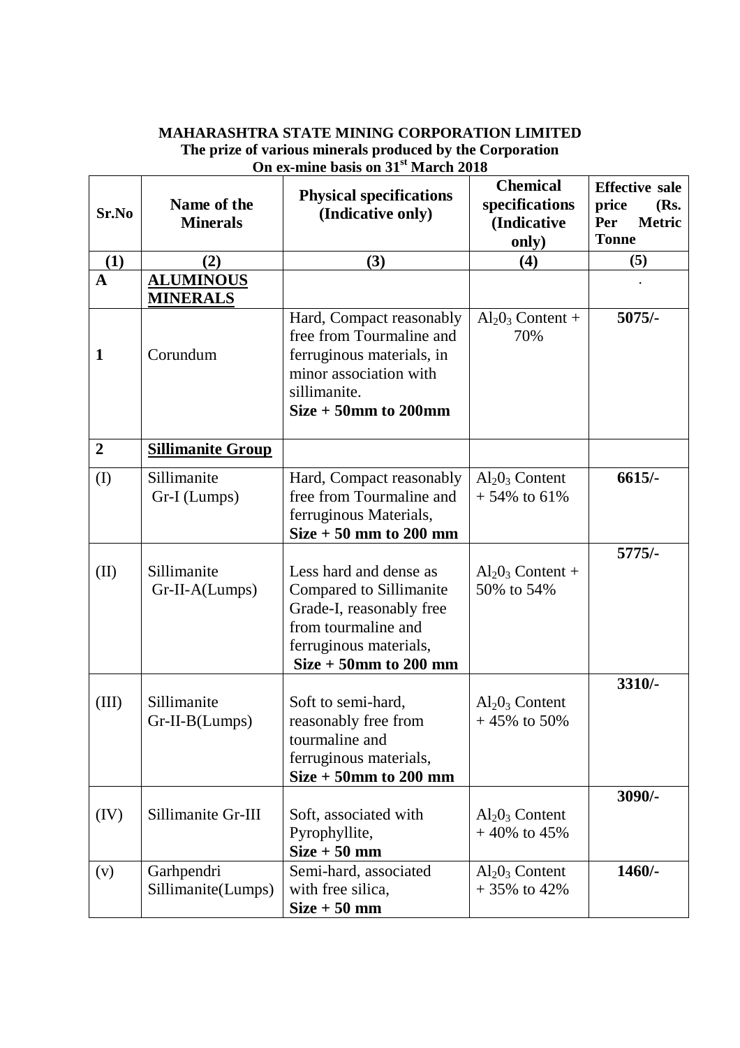**MAHARASHTRA STATE MINING CORPORATION LIMITED**
**The prize of various minerals produced by the Corporation**
**On ex-mine basis on 31st March 2018**

| Sr.No | Name of the Minerals | Physical specifications (Indicative only) | Chemical specifications (Indicative only) | Effective sale price (Rs. Per Metric Tonne |
|---|---|---|---|---|
| (1) | (2) | (3) | (4) | (5) |
| A | **ALUMINOUS MINERALS** | | | . |
| 1 | Corundum | Hard, Compact reasonably free from Tourmaline and ferruginous materials, in minor association with sillimanite. **Size + 50mm to 200mm** | $Al_2O_3$ Content + 70% | **5075/-** |
| 2 | **Sillimanite Group** | | | |
| (I) | Sillimanite Gr-I (Lumps) | Hard, Compact reasonably free from Tourmaline and ferruginous Materials, **Size + 50 mm to 200 mm** | $Al_2O_3$ Content + 54% to 61% | **6615/-** |
| (II) | Sillimanite Gr-II-A(Lumps) | Less hard and dense as Compared to Sillimanite Grade-I, reasonably free from tourmaline and ferruginous materials, **Size + 50mm to 200 mm** | $Al_2O_3$ Content + 50% to 54% | **5775/-** |
| (III) | Sillimanite Gr-II-B(Lumps) | Soft to semi-hard, reasonably free from tourmaline and ferruginous materials, **Size + 50mm to 200 mm** | $Al_2O_3$ Content + 45% to 50% | **3310/-** |
| (IV) | Sillimanite Gr-III | Soft, associated with Pyrophyllite, **Size + 50 mm** | $Al_2O_3$ Content + 40% to 45% | **3090/-** |
| (v) | Garhpendri Sillimanite(Lumps) | Semi-hard, associated with free silica, **Size + 50 mm** | $Al_2O_3$ Content + 35% to 42% | **1460/-** |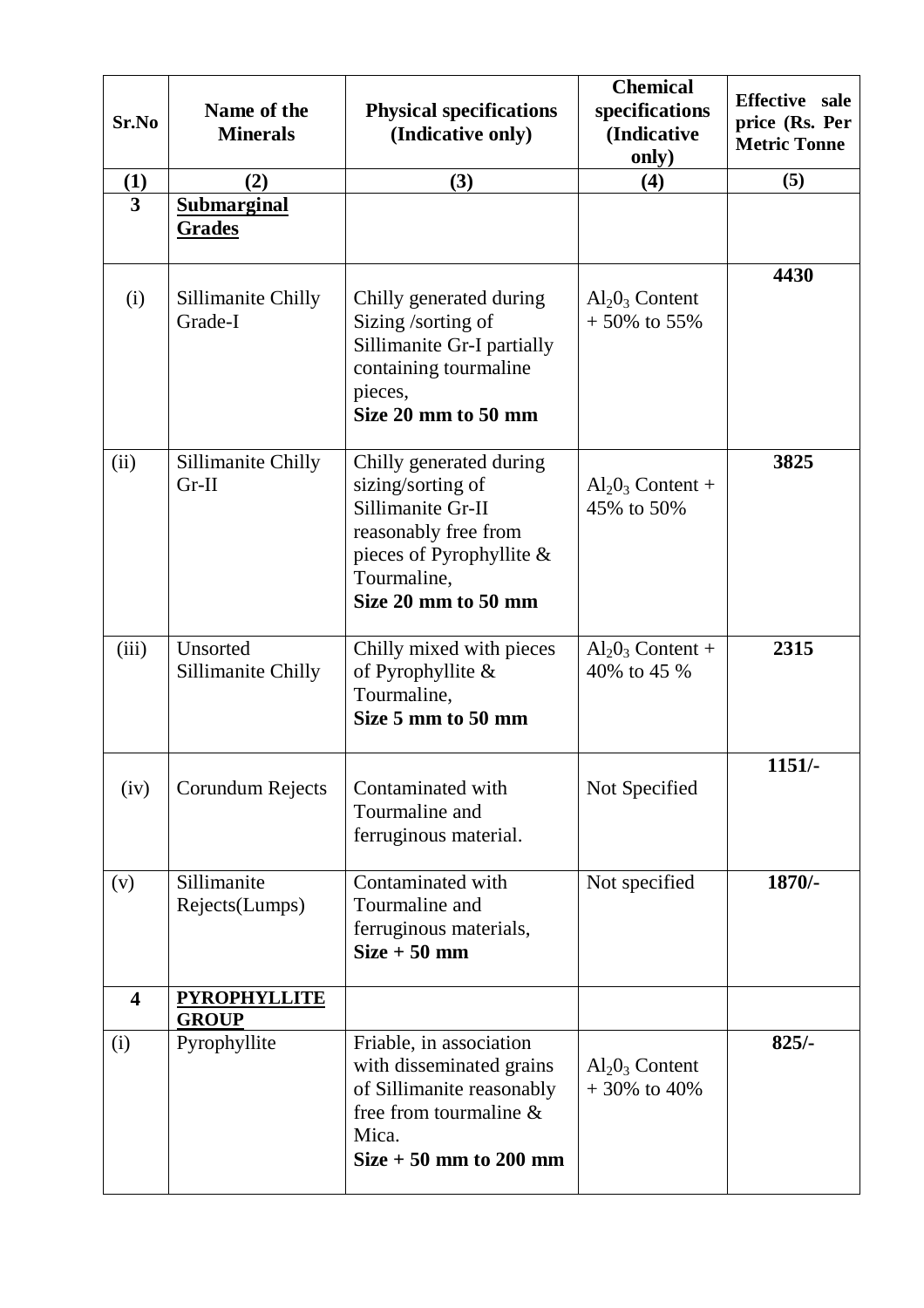| Sr.No | Name of the Minerals | Physical specifications (Indicative only) | Chemical specifications (Indicative only) | Effective sale price (Rs. Per Metric Tonne |
|---|---|---|---|---|
| (1) | (2) | (3) | (4) | (5) |
| **3** | **<u>Submarginal Grades</u>** | | | |
| (i) | Sillimanite Chilly Grade-I | Chilly generated during Sizing /sorting of Sillimanite Gr-I partially containing tourmaline pieces, **Size 20 mm to 50 mm** | $Al_2O_3$ Content + 50% to 55% | **4430** |
| (ii) | Sillimanite Chilly Gr-II | Chilly generated during sizing/sorting of Sillimanite Gr-II reasonably free from pieces of Pyrophyllite & Tourmaline, **Size 20 mm to 50 mm** | $Al_2O_3$ Content + 45% to 50% | **3825** |
| (iii) | Unsorted Sillimanite Chilly | Chilly mixed with pieces of Pyrophyllite & Tourmaline, **Size 5 mm to 50 mm** | $Al_2O_3$ Content + 40% to 45 % | **2315** |
| (iv) | Corundum Rejects | Contaminated with Tourmaline and ferruginous material. | Not Specified | **1151/-** |
| (v) | Sillimanite Rejects(Lumps) | Contaminated with Tourmaline and ferruginous materials, **Size + 50 mm** | Not specified | **1870/-** |
| **4** | **<u>PYROPHYLLITE GROUP</u>** | | | |
| (i) | Pyrophyllite | Friable, in association with disseminated grains of Sillimanite reasonably free from tourmaline & Mica. **Size + 50 mm to 200 mm** | $Al_2O_3$ Content + 30% to 40% | **825/-** |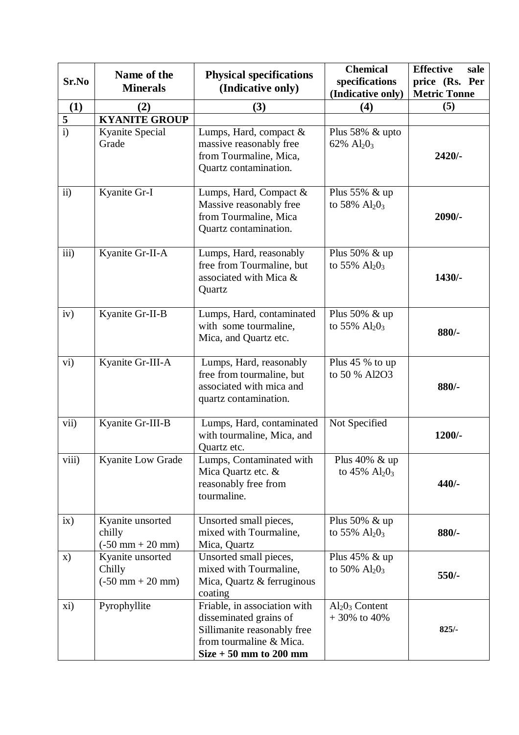| Sr.No | Name of the Minerals | Physical specifications (Indicative only) | Chemical specifications (Indicative only) | Effective sale price (Rs. Per Metric Tonne |
|---|---|---|---|---|
| (1) | (2) | (3) | (4) | (5) |
| **5** | **KYANITE GROUP** | | | |
| i) | Kyanite Special Grade | Lumps, Hard, compact & massive reasonably free from Tourmaline, Mica, Quartz contamination. | Plus 58% & upto 62% $Al_2 0_3$ | **2420/-** |
| ii) | Kyanite Gr-I | Lumps, Hard, Compact & Massive reasonably free from Tourmaline, Mica Quartz contamination. | Plus 55% & up to 58% $Al_2 0_3$ | **2090/-** |
| iii) | Kyanite Gr-II-A | Lumps, Hard, reasonably free from Tourmaline, but associated with Mica & Quartz | Plus 50% & up to 55% $Al_2 0_3$ | **1430/-** |
| iv) | Kyanite Gr-II-B | Lumps, Hard, contaminated with some tourmaline, Mica, and Quartz etc. | Plus 50% & up to 55% $Al_2 0_3$ | **880/-** |
| vi) | Kyanite Gr-III-A | Lumps, Hard, reasonably free from tourmaline, but associated with mica and quartz contamination. | Plus 45 % to up to 50 % Al2O3 | **880/-** |
| vii) | Kyanite Gr-III-B | Lumps, Hard, contaminated with tourmaline, Mica, and Quartz etc. | Not Specified | **1200/-** |
| viii) | Kyanite Low Grade | Lumps, Contaminated with Mica Quartz etc. & reasonably free from tourmaline. | Plus 40% & up to 45% $Al_2 0_3$ | **440/-** |
| ix) | Kyanite unsorted chilly (-50 mm + 20 mm) | Unsorted small pieces, mixed with Tourmaline, Mica, Quartz | Plus 50% & up to 55% $Al_2 0_3$ | **880/-** |
| x) | Kyanite unsorted Chilly (-50 mm + 20 mm) | Unsorted small pieces, mixed with Tourmaline, Mica, Quartz & ferruginous coating | Plus 45% & up to 50% $Al_2 0_3$ | **550/-** |
| xi) | Pyrophyllite | Friable, in association with disseminated grains of Sillimanite reasonably free from tourmaline & Mica. **Size + 50 mm to 200 mm** | $Al_2 0_3$ Content + 30% to 40% | **825/-** |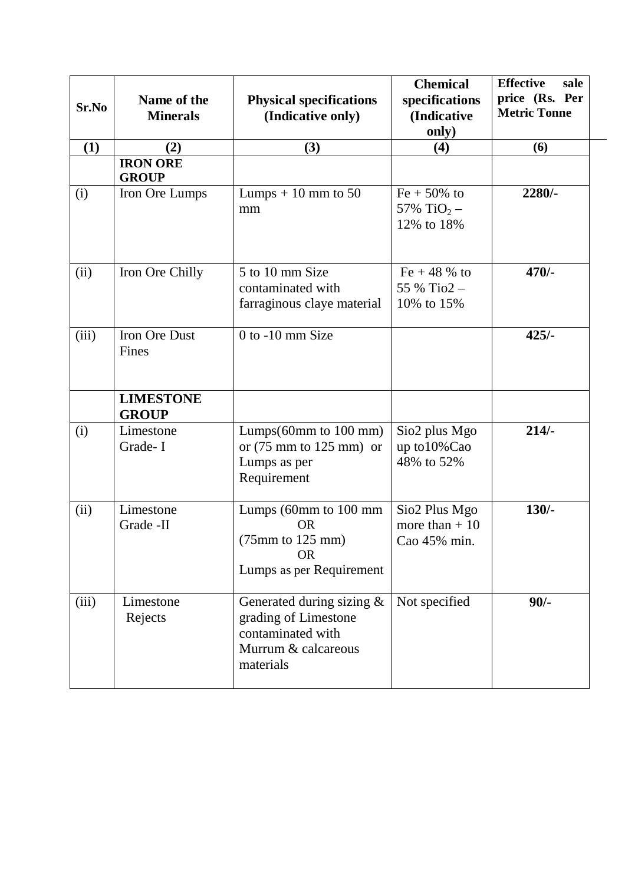| Sr.No | Name of the Minerals | Physical specifications (Indicative only) | Chemical specifications (Indicative only) | Effective sale price (Rs. Per Metric Tonne |
|---|---|---|---|---|
| (1) | (2) | (3) | (4) | (6) |
| | **IRON ORE GROUP** | | | |
| (i) | Iron Ore Lumps | Lumps + 10 mm to 50 mm | Fe + 50% to 57% $TiO_2$ – 12% to 18% | **2280/-** |
| (ii) | Iron Ore Chilly | 5 to 10 mm Size contaminated with farraginous claye material | Fe + 48 % to 55 % Tio2 – 10% to 15% | **470/-** |
| (iii) | Iron Ore Dust Fines | 0 to -10 mm Size | | **425/-** |
| | **LIMESTONE GROUP** | | | |
| (i) | Limestone Grade- I | Lumps(60mm to 100 mm) or (75 mm to 125 mm) or Lumps as per Requirement | Sio2 plus Mgo up to10%Cao 48% to 52% | **214/-** |
| (ii) | Limestone Grade -II | Lumps (60mm to 100 mm OR (75mm to 125 mm) OR Lumps as per Requirement | Sio2 Plus Mgo more than + 10 Cao 45% min. | **130/-** |
| (iii) | Limestone Rejects | Generated during sizing & grading of Limestone contaminated with Murrum & calcareous materials | Not specified | **90/-** |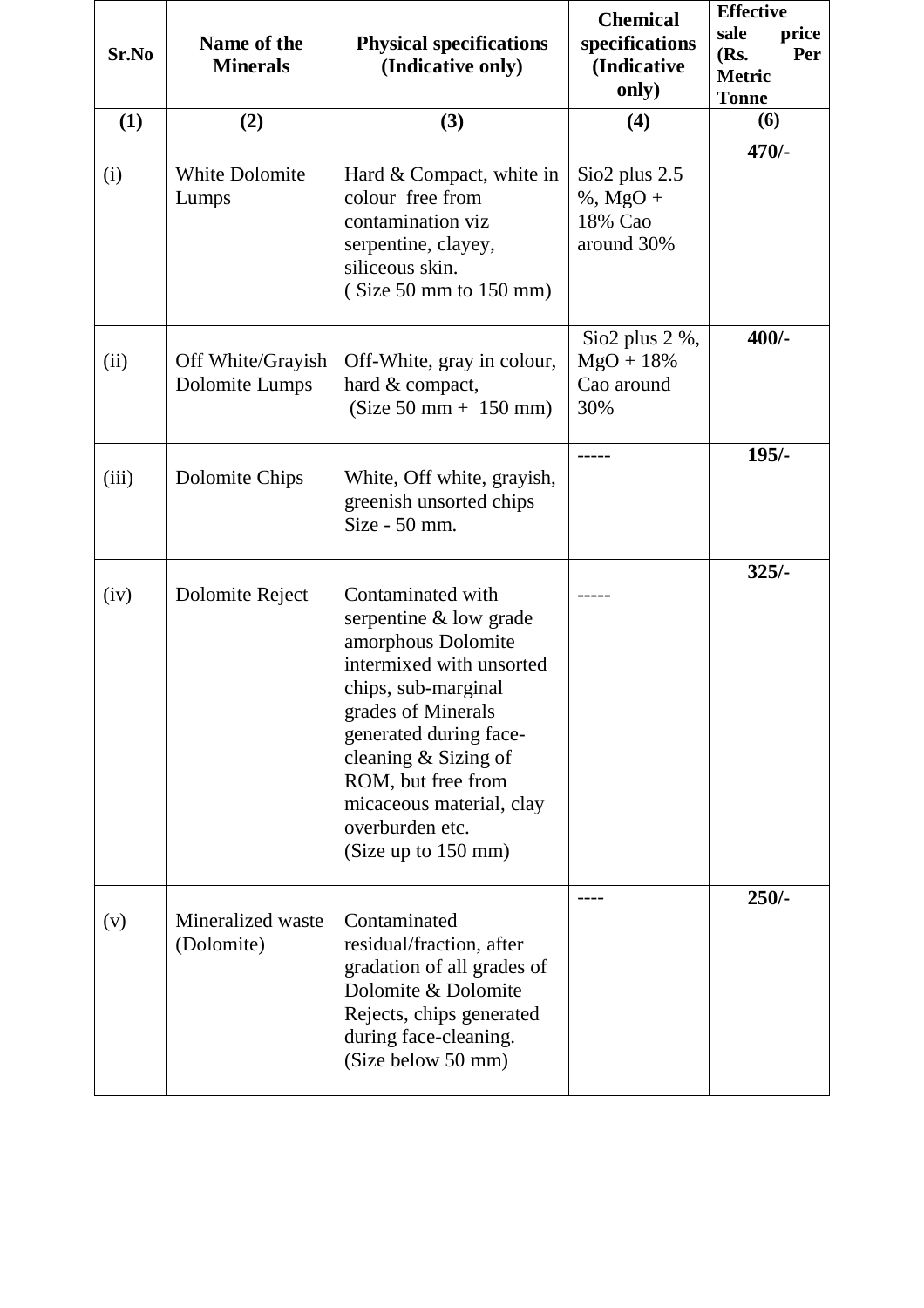| Sr.No | Name of the Minerals | Physical specifications (Indicative only) | Chemical specifications (Indicative only) | Effective sale price (Rs. Per Metric Tonne |
|---|---|---|---|---|
| (1) | (2) | (3) | (4) | (6) |
| (i) | White Dolomite Lumps | Hard & Compact, white in colour free from contamination viz serpentine, clayey, siliceous skin. ( Size 50 mm to 150 mm) | Sio2 plus 2.5 %, MgO + 18% Cao around 30% | **470/-** |
| (ii) | Off White/Grayish Dolomite Lumps | Off-White, gray in colour, hard & compact, (Size 50 mm + 150 mm) | Sio2 plus 2 %, MgO + 18% Cao around 30% | **400/-** |
| (iii) | Dolomite Chips | White, Off white, grayish, greenish unsorted chips Size - 50 mm. | ----- | **195/-** |
| (iv) | Dolomite Reject | Contaminated with serpentine & low grade amorphous Dolomite intermixed with unsorted chips, sub-marginal grades of Minerals generated during face-cleaning & Sizing of ROM, but free from micaceous material, clay overburden etc. (Size up to 150 mm) | ----- | **325/-** |
| (v) | Mineralized waste (Dolomite) | Contaminated residual/fraction, after gradation of all grades of Dolomite & Dolomite Rejects, chips generated during face-cleaning. (Size below 50 mm) | ---- | **250/-** |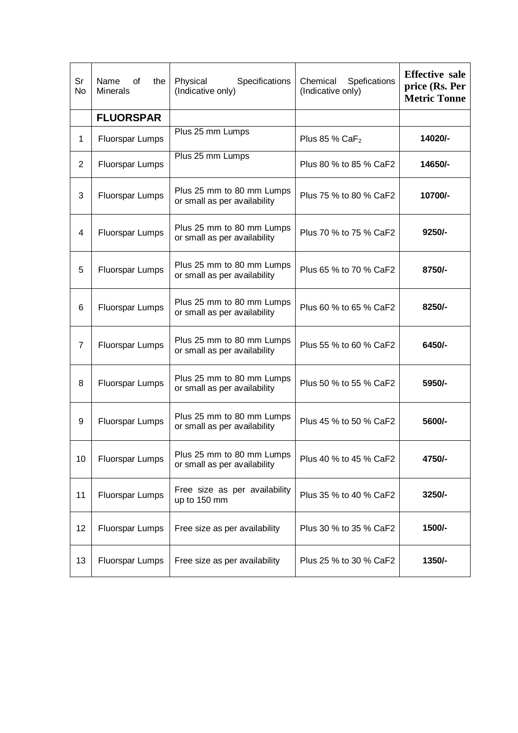| Sr No | Name of the Minerals | Physical Specifications (Indicative only) | Chemical Spefications (Indicative only) | Effective sale price (Rs. Per Metric Tonne |
|---|---|---|---|---|
| | **FLUORSPAR** | | | |
| 1 | Fluorspar Lumps | Plus 25 mm Lumps | Plus 85 % $CaF_2$ | **14020/-** |
| 2 | Fluorspar Lumps | Plus 25 mm Lumps | Plus 80 % to 85 % CaF2 | **14650/-** |
| 3 | Fluorspar Lumps | Plus 25 mm to 80 mm Lumps or small as per availability | Plus 75 % to 80 % CaF2 | **10700/-** |
| 4 | Fluorspar Lumps | Plus 25 mm to 80 mm Lumps or small as per availability | Plus 70 % to 75 % CaF2 | **9250/-** |
| 5 | Fluorspar Lumps | Plus 25 mm to 80 mm Lumps or small as per availability | Plus 65 % to 70 % CaF2 | **8750/-** |
| 6 | Fluorspar Lumps | Plus 25 mm to 80 mm Lumps or small as per availability | Plus 60 % to 65 % CaF2 | **8250/-** |
| 7 | Fluorspar Lumps | Plus 25 mm to 80 mm Lumps or small as per availability | Plus 55 % to 60 % CaF2 | **6450/-** |
| 8 | Fluorspar Lumps | Plus 25 mm to 80 mm Lumps or small as per availability | Plus 50 % to 55 % CaF2 | **5950/-** |
| 9 | Fluorspar Lumps | Plus 25 mm to 80 mm Lumps or small as per availability | Plus 45 % to 50 % CaF2 | **5600/-** |
| 10 | Fluorspar Lumps | Plus 25 mm to 80 mm Lumps or small as per availability | Plus 40 % to 45 % CaF2 | **4750/-** |
| 11 | Fluorspar Lumps | Free size as per availability up to 150 mm | Plus 35 % to 40 % CaF2 | **3250/-** |
| 12 | Fluorspar Lumps | Free size as per availability | Plus 30 % to 35 % CaF2 | **1500/-** |
| 13 | Fluorspar Lumps | Free size as per availability | Plus 25 % to 30 % CaF2 | **1350/-** |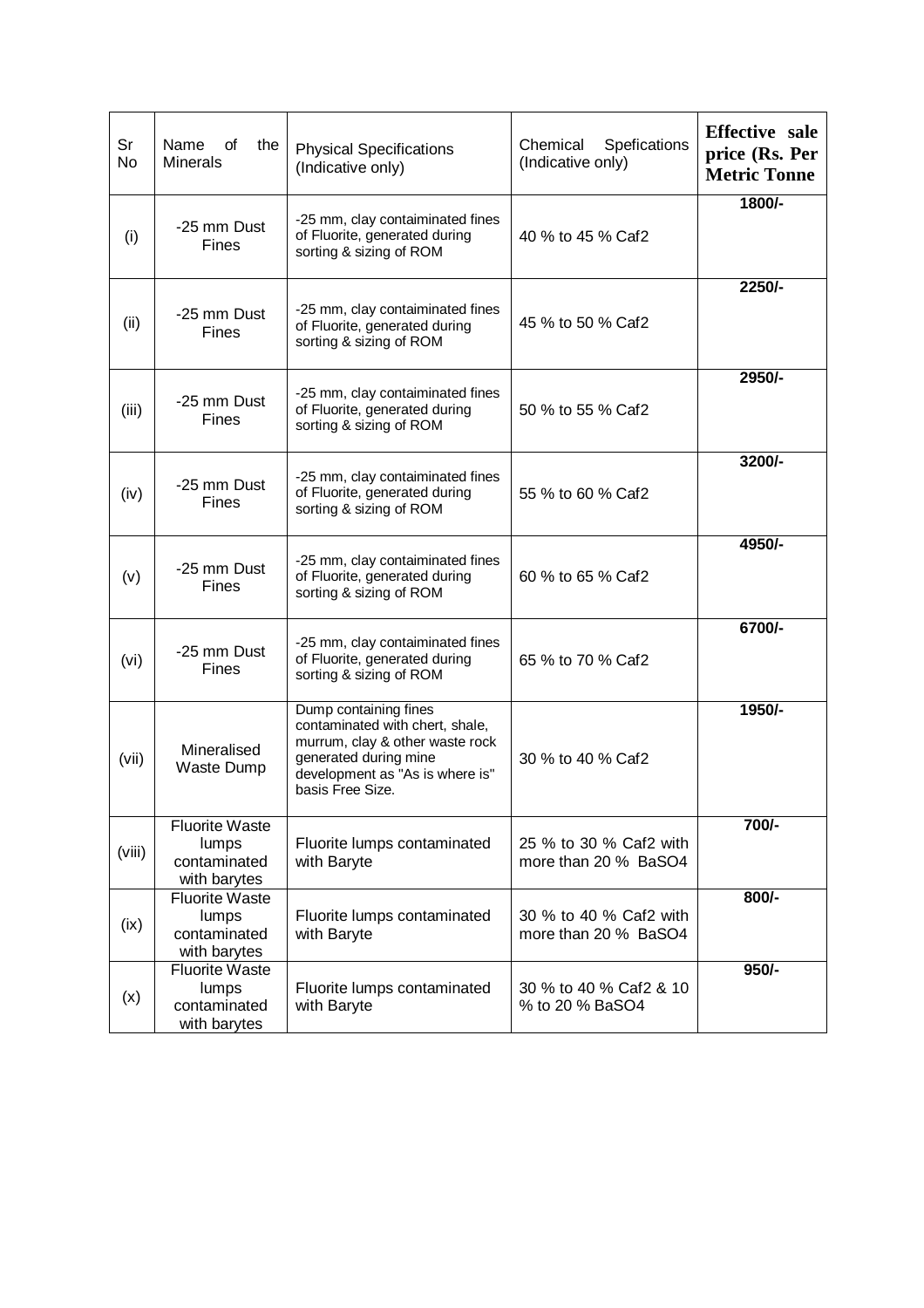| Sr No | Name of the Minerals | Physical Specifications (Indicative only) | Chemical Spefications (Indicative only) | **Effective sale price (Rs. Per Metric Tonne** |
|---|---|---|---|---|
| (i) | -25 mm Dust Fines | -25 mm, clay containinated fines of Fluorite, generated during sorting & sizing of ROM | 40 % to 45 % Caf2 | **1800/-** |
| (ii) | -25 mm Dust Fines | -25 mm, clay containinated fines of Fluorite, generated during sorting & sizing of ROM | 45 % to 50 % Caf2 | **2250/-** |
| (iii) | -25 mm Dust Fines | -25 mm, clay containinated fines of Fluorite, generated during sorting & sizing of ROM | 50 % to 55 % Caf2 | **2950/-** |
| (iv) | -25 mm Dust Fines | -25 mm, clay containinated fines of Fluorite, generated during sorting & sizing of ROM | 55 % to 60 % Caf2 | **3200/-** |
| (v) | -25 mm Dust Fines | -25 mm, clay containinated fines of Fluorite, generated during sorting & sizing of ROM | 60 % to 65 % Caf2 | **4950/-** |
| (vi) | -25 mm Dust Fines | -25 mm, clay containinated fines of Fluorite, generated during sorting & sizing of ROM | 65 % to 70 % Caf2 | **6700/-** |
| (vii) | Mineralised Waste Dump | Dump containing fines contaminated with chert, shale, murrum, clay & other waste rock generated during mine development as "As is where is" basis Free Size. | 30 % to 40 % Caf2 | **1950/-** |
| (viii) | Fluorite Waste lumps contaminated with barytes | Fluorite lumps contaminated with Baryte | 25 % to 30 % Caf2 with more than 20 % BaSO4 | **700/-** |
| (ix) | Fluorite Waste lumps contaminated with barytes | Fluorite lumps contaminated with Baryte | 30 % to 40 % Caf2 with more than 20 % BaSO4 | **800/-** |
| (x) | Fluorite Waste lumps contaminated with barytes | Fluorite lumps contaminated with Baryte | 30 % to 40 % Caf2 & 10 % to 20 % BaSO4 | **950/-** |